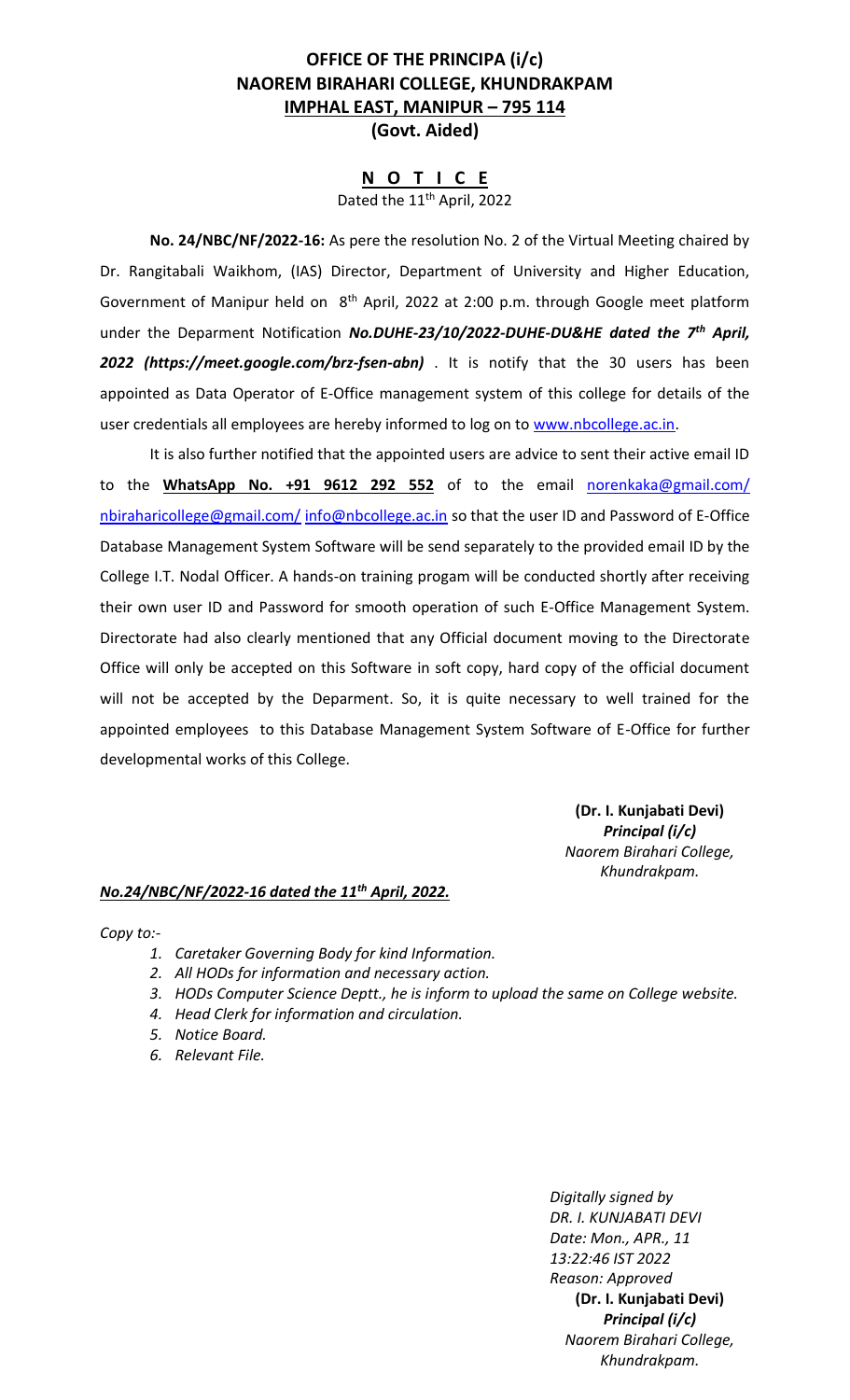# OFFICE OF THE PRINCIPA (i/c)
# NAOREM BIRAHARI COLLEGE, KHUNDRAKPAM
## IMPHAL EAST, MANIPUR – 795 114
## (Govt. Aided)

## N O T I C E

Dated the 11th April, 2022

**No. 24/NBC/NF/2022-16:** As pere the resolution No. 2 of the Virtual Meeting chaired by Dr. Rangitabali Waikhom, (IAS) Director, Department of University and Higher Education, Government of Manipur held on 8th April, 2022 at 2:00 p.m. through Google meet platform under the Deparment Notification ***No.DUHE-23/10/2022-DUHE-DU&HE dated the 7th April, 2022 (https://meet.google.com/brz-fsen-abn)*** . It is notify that the 30 users has been appointed as Data Operator of E-Office management system of this college for details of the user credentials all employees are hereby informed to log on to www.nbcollege.ac.in.

It is also further notified that the appointed users are advice to sent their active email ID to the **WhatsApp No. +91 9612 292 552** of to the email norenkaka@gmail.com/ nbiraharicollege@gmail.com/ info@nbcollege.ac.in so that the user ID and Password of E-Office Database Management System Software will be send separately to the provided email ID by the College I.T. Nodal Officer. A hands-on training progam will be conducted shortly after receiving their own user ID and Password for smooth operation of such E-Office Management System. Directorate had also clearly mentioned that any Official document moving to the Directorate Office will only be accepted on this Software in soft copy, hard copy of the official document will not be accepted by the Deparment. So, it is quite necessary to well trained for the appointed employees to this Database Management System Software of E-Office for further developmental works of this College.

**(Dr. I. Kunjabati Devi)**
***Principal (i/c)***
*Naorem Birahari College,*
*Khundrakpam.*

***No.24/NBC/NF/2022-16 dated the 11th April, 2022.***

*Copy to:-*

1. *Caretaker Governing Body for kind Information.*
2. *All HODs for information and necessary action.*
3. *HODs Computer Science Deptt., he is inform to upload the same on College website.*
4. *Head Clerk for information and circulation.*
5. *Notice Board.*
6. *Relevant File.*

*Digitally signed by*
*DR. I. KUNJABATI DEVI*
*Date: Mon., APR., 11*
*13:22:46 IST 2022*
*Reason: Approved*

**(Dr. I. Kunjabati Devi)**
***Principal (i/c)***
*Naorem Birahari College,*
*Khundrakpam.*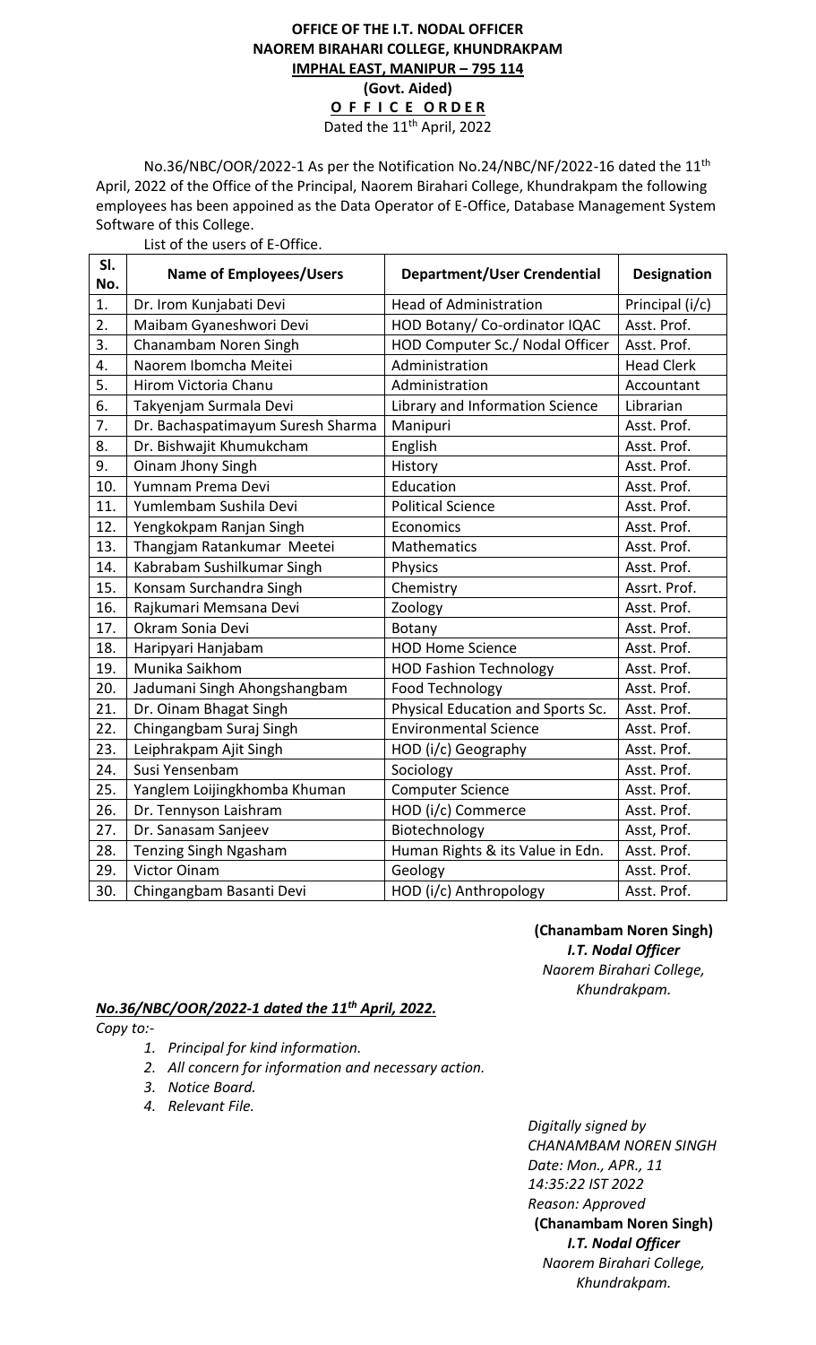**OFFICE OF THE I.T. NODAL OFFICER**
**NAOREM BIRAHARI COLLEGE, KHUNDRAKPAM**
**IMPHAL EAST, MANIPUR – 795 114**
**(Govt. Aided)**
**O F F I C E O R D E R**
Dated the 11th April, 2022

No.36/NBC/OOR/2022-1 As per the Notification No.24/NBC/NF/2022-16 dated the 11th April, 2022 of the Office of the Principal, Naorem Birahari College, Khundrakpam the following employees has been appoined as the Data Operator of E-Office, Database Management System Software of this College.

List of the users of E-Office.

| Sl. No. | Name of Employees/Users | Department/User Crendential | Designation |
|---|---|---|---|
| 1. | Dr. Irom Kunjabati Devi | Head of Administration | Principal (i/c) |
| 2. | Maibam Gyaneshwori Devi | HOD Botany/ Co-ordinator IQAC | Asst. Prof. |
| 3. | Chanambam Noren Singh | HOD Computer Sc./ Nodal Officer | Asst. Prof. |
| 4. | Naorem Ibomcha Meitei | Administration | Head Clerk |
| 5. | Hirom Victoria Chanu | Administration | Accountant |
| 6. | Takyenjam Surmala Devi | Library and Information Science | Librarian |
| 7. | Dr. Bachaspatimayum Suresh Sharma | Manipuri | Asst. Prof. |
| 8. | Dr. Bishwajit Khumukcham | English | Asst. Prof. |
| 9. | Oinam Jhony Singh | History | Asst. Prof. |
| 10. | Yumnam Prema Devi | Education | Asst. Prof. |
| 11. | Yumlembam Sushila Devi | Political Science | Asst. Prof. |
| 12. | Yengkokpam Ranjan Singh | Economics | Asst. Prof. |
| 13. | Thangjam Ratankumar Meetei | Mathematics | Asst. Prof. |
| 14. | Kabrabam Sushilkumar Singh | Physics | Asst. Prof. |
| 15. | Konsam Surchandra Singh | Chemistry | Assrt. Prof. |
| 16. | Rajkumari Memsana Devi | Zoology | Asst. Prof. |
| 17. | Okram Sonia Devi | Botany | Asst. Prof. |
| 18. | Haripyari Hanjabam | HOD Home Science | Asst. Prof. |
| 19. | Munika Saikhom | HOD Fashion Technology | Asst. Prof. |
| 20. | Jadumani Singh Ahongshangbam | Food Technology | Asst. Prof. |
| 21. | Dr. Oinam Bhagat Singh | Physical Education and Sports Sc. | Asst. Prof. |
| 22. | Chingangbam Suraj Singh | Environmental Science | Asst. Prof. |
| 23. | Leiphrakpam Ajit Singh | HOD (i/c) Geography | Asst. Prof. |
| 24. | Susi Yensenbam | Sociology | Asst. Prof. |
| 25. | Yanglem Loijingkhomba Khuman | Computer Science | Asst. Prof. |
| 26. | Dr. Tennyson Laishram | HOD (i/c) Commerce | Asst. Prof. |
| 27. | Dr. Sanasam Sanjeev | Biotechnology | Asst, Prof. |
| 28. | Tenzing Singh Ngasham | Human Rights & its Value in Edn. | Asst. Prof. |
| 29. | Victor Oinam | Geology | Asst. Prof. |
| 30. | Chingangbam Basanti Devi | HOD (i/c) Anthropology | Asst. Prof. |

**(Chanambam Noren Singh)**
***I.T. Nodal Officer***
*Naorem Birahari College,*
*Khundrakpam.*

***No.36/NBC/OOR/2022-1 dated the 11th April, 2022.***

*Copy to:-*

1. *Principal for kind information.*
2. *All concern for information and necessary action.*
3. *Notice Board.*
4. *Relevant File.*

*Digitally signed by*
*CHANAMBAM NOREN SINGH*
*Date: Mon., APR., 11*
*14:35:22 IST 2022*
*Reason: Approved*

**(Chanambam Noren Singh)**
***I.T. Nodal Officer***
*Naorem Birahari College,*
*Khundrakpam.*